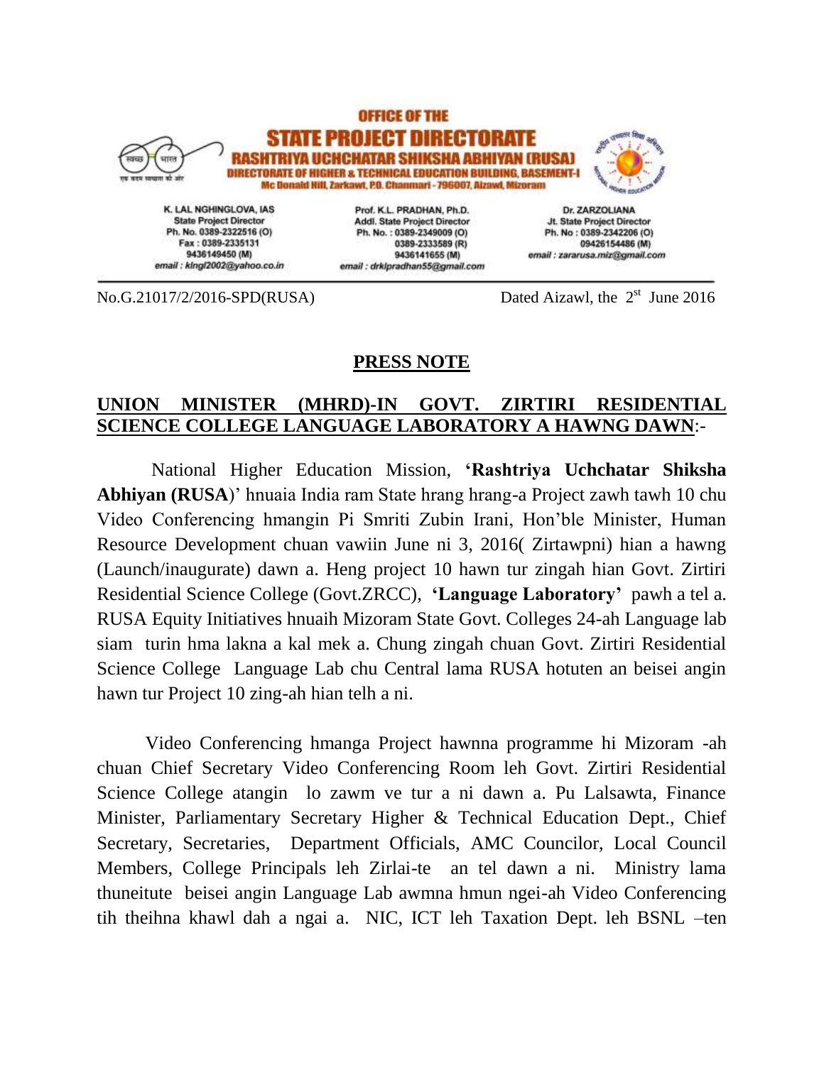**OFFICE OF THE**

**STATE PROJECT DIRECTORATE**

**RASHTRIYA UCHCHATAR SHIKSHA ABHIYAN (RUSA)**

**DIRECTORATE OF HIGHER & TECHNICAL EDUCATION BUILDING, BASEMENT-I**

**Mc Donald Hill, Zarkawt, P.O. Chanmari - 796007, Aizawl, Mizoram**

| K. LAL NGHINGLOVA, IAS | Prof. K.L. PRADHAN, Ph.D. | Dr. ZARZOLIANA |
|---|---|---|
| State Project Director | Addl. State Project Director | Jt. State Project Director |
| Ph. No. 0389-2322516 (O) | Ph. No. : 0389-2349009 (O) | Ph. No : 0389-2342206 (O) |
| Fax : 0389-2335131 | 0389-2333589 (R) | 09426154486 (M) |
| 9436149450 (M) | 9436141655 (M) | email : zararusa.miz@gmail.com |
| email : klngl2002@yahoo.co.in | email : drklpradhan55@gmail.com | |

No.G.21017/2/2016-SPD(RUSA) Dated Aizawl, the 2st June 2016

## PRESS NOTE

**UNION MINISTER (MHRD)-IN GOVT. ZIRTIRI RESIDENTIAL SCIENCE COLLEGE LANGUAGE LABORATORY A HAWNG DAWN:-**

National Higher Education Mission, **'Rashtriya Uchchatar Shiksha Abhiyan (RUSA)'** hnuaia India ram State hrang hrang-a Project zawh tawh 10 chu Video Conferencing hmangin Pi Smriti Zubin Irani, Hon'ble Minister, Human Resource Development chuan vawiin June ni 3, 2016( Zirtawpni) hian a hawng (Launch/inaugurate) dawn a. Heng project 10 hawn tur zingah hian Govt. Zirtiri Residential Science College (Govt.ZRCC), **'Language Laboratory'** pawh a tel a. RUSA Equity Initiatives hnuaih Mizoram State Govt. Colleges 24-ah Language lab siam turin hma lakna a kal mek a. Chung zingah chuan Govt. Zirtiri Residential Science College Language Lab chu Central lama RUSA hotuten an beisei angin hawn tur Project 10 zing-ah hian telh a ni.

Video Conferencing hmanga Project hawnna programme hi Mizoram -ah chuan Chief Secretary Video Conferencing Room leh Govt. Zirtiri Residential Science College atangin lo zawm ve tur a ni dawn a. Pu Lalsawta, Finance Minister, Parliamentary Secretary Higher & Technical Education Dept., Chief Secretary, Secretaries, Department Officials, AMC Councilor, Local Council Members, College Principals leh Zirlai-te an tel dawn a ni. Ministry lama thuneitute beisei angin Language Lab awmna hmun ngei-ah Video Conferencing tih theihna khawl dah a ngai a. NIC, ICT leh Taxation Dept. leh BSNL –ten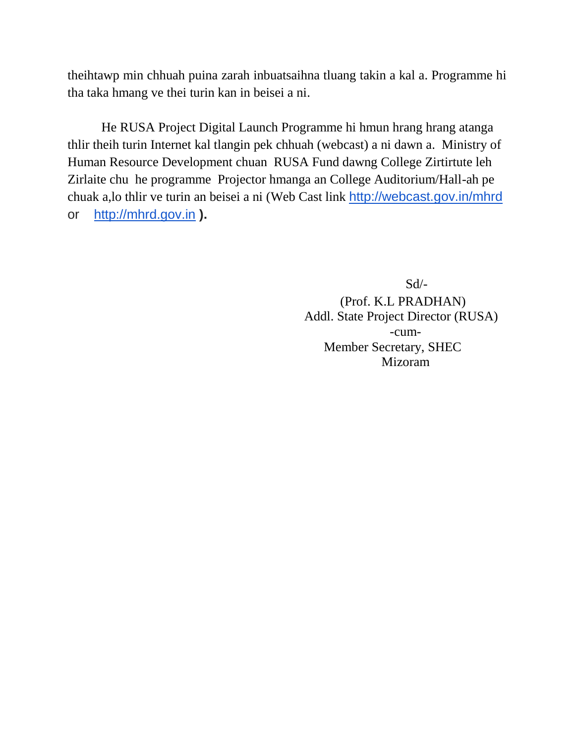theihtawp min chhuah puina zarah inbuatsaihna tluang takin a kal a. Programme hi tha taka hmang ve thei turin kan in beisei a ni.

He RUSA Project Digital Launch Programme hi hmun hrang hrang atanga thlir theih turin Internet kal tlangin pek chhuah (webcast) a ni dawn a. Ministry of Human Resource Development chuan RUSA Fund dawng College Zirtirtute leh Zirlaite chu he programme Projector hmanga an College Auditorium/Hall-ah pe chuak a,lo thlir ve turin an beisei a ni (Web Cast link http://webcast.gov.in/mhrd or http://mhrd.gov.in **).**

Sd/-
(Prof. K.L PRADHAN)
Addl. State Project Director (RUSA)
-cum-
Member Secretary, SHEC
Mizoram